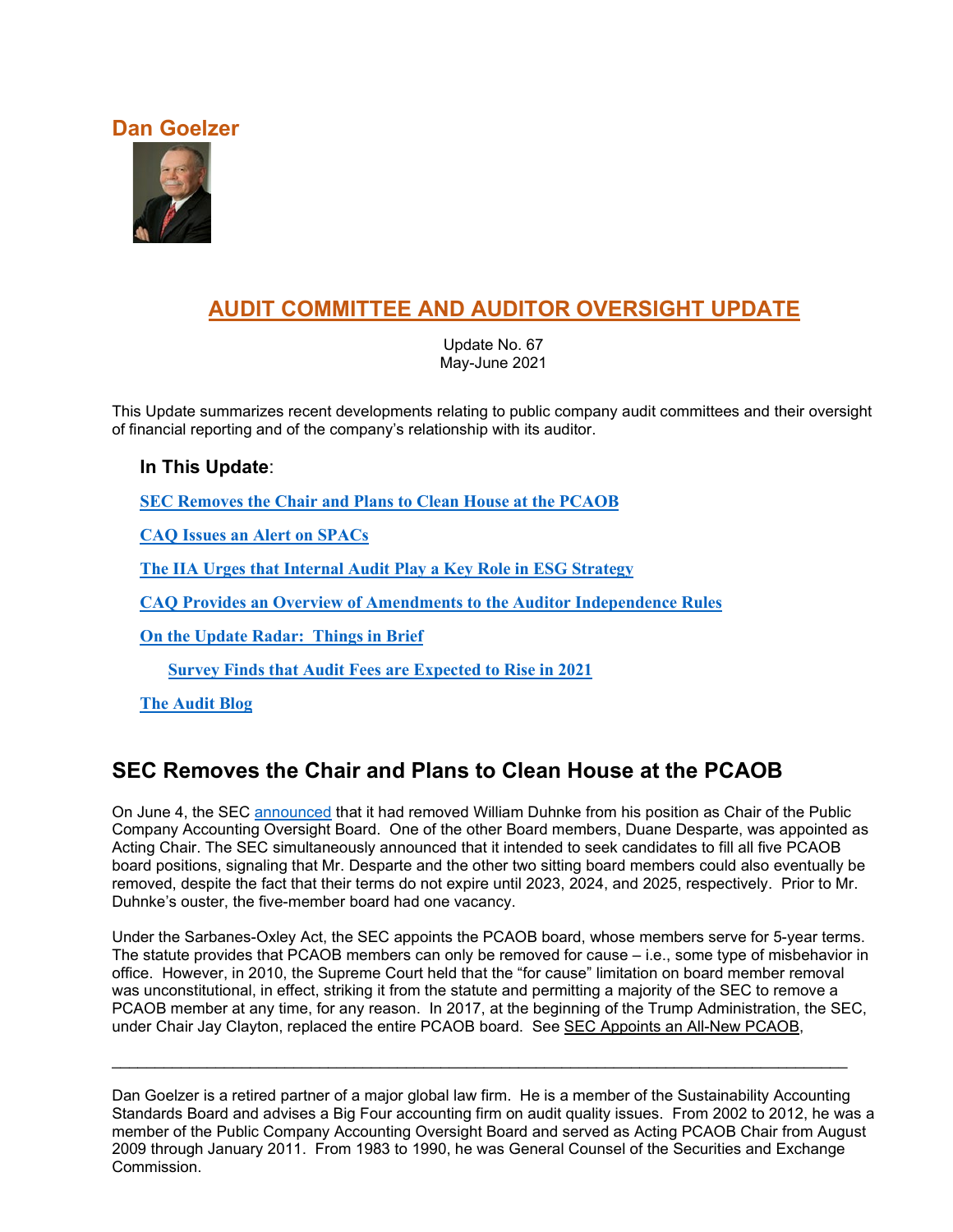# Dan Goelzer

## AUDIT COMMITTEE AND AUDITOR OVERSIGHT UPDATE

Update No. 67
May-June 2021

This Update summarizes recent developments relating to public company audit committees and their oversight of financial reporting and of the company's relationship with its auditor.

**In This Update**:

**SEC Removes the Chair and Plans to Clean House at the PCAOB**

**CAQ Issues an Alert on SPACs**

**The IIA Urges that Internal Audit Play a Key Role in ESG Strategy**

**CAQ Provides an Overview of Amendments to the Auditor Independence Rules**

**On the Update Radar: Things in Brief**

- **Survey Finds that Audit Fees are Expected to Rise in 2021**

**The Audit Blog**

## SEC Removes the Chair and Plans to Clean House at the PCAOB

On June 4, the SEC announced that it had removed William Duhnke from his position as Chair of the Public Company Accounting Oversight Board. One of the other Board members, Duane Desparte, was appointed as Acting Chair. The SEC simultaneously announced that it intended to seek candidates to fill all five PCAOB board positions, signaling that Mr. Desparte and the other two sitting board members could also eventually be removed, despite the fact that their terms do not expire until 2023, 2024, and 2025, respectively. Prior to Mr. Duhnke's ouster, the five-member board had one vacancy.

Under the Sarbanes-Oxley Act, the SEC appoints the PCAOB board, whose members serve for 5-year terms. The statute provides that PCAOB members can only be removed for cause – i.e., some type of misbehavior in office. However, in 2010, the Supreme Court held that the "for cause" limitation on board member removal was unconstitutional, in effect, striking it from the statute and permitting a majority of the SEC to remove a PCAOB member at any time, for any reason. In 2017, at the beginning of the Trump Administration, the SEC, under Chair Jay Clayton, replaced the entire PCAOB board. See SEC Appoints an All-New PCAOB,

---

Dan Goelzer is a retired partner of a major global law firm. He is a member of the Sustainability Accounting Standards Board and advises a Big Four accounting firm on audit quality issues. From 2002 to 2012, he was a member of the Public Company Accounting Oversight Board and served as Acting PCAOB Chair from August 2009 through January 2011. From 1983 to 1990, he was General Counsel of the Securities and Exchange Commission.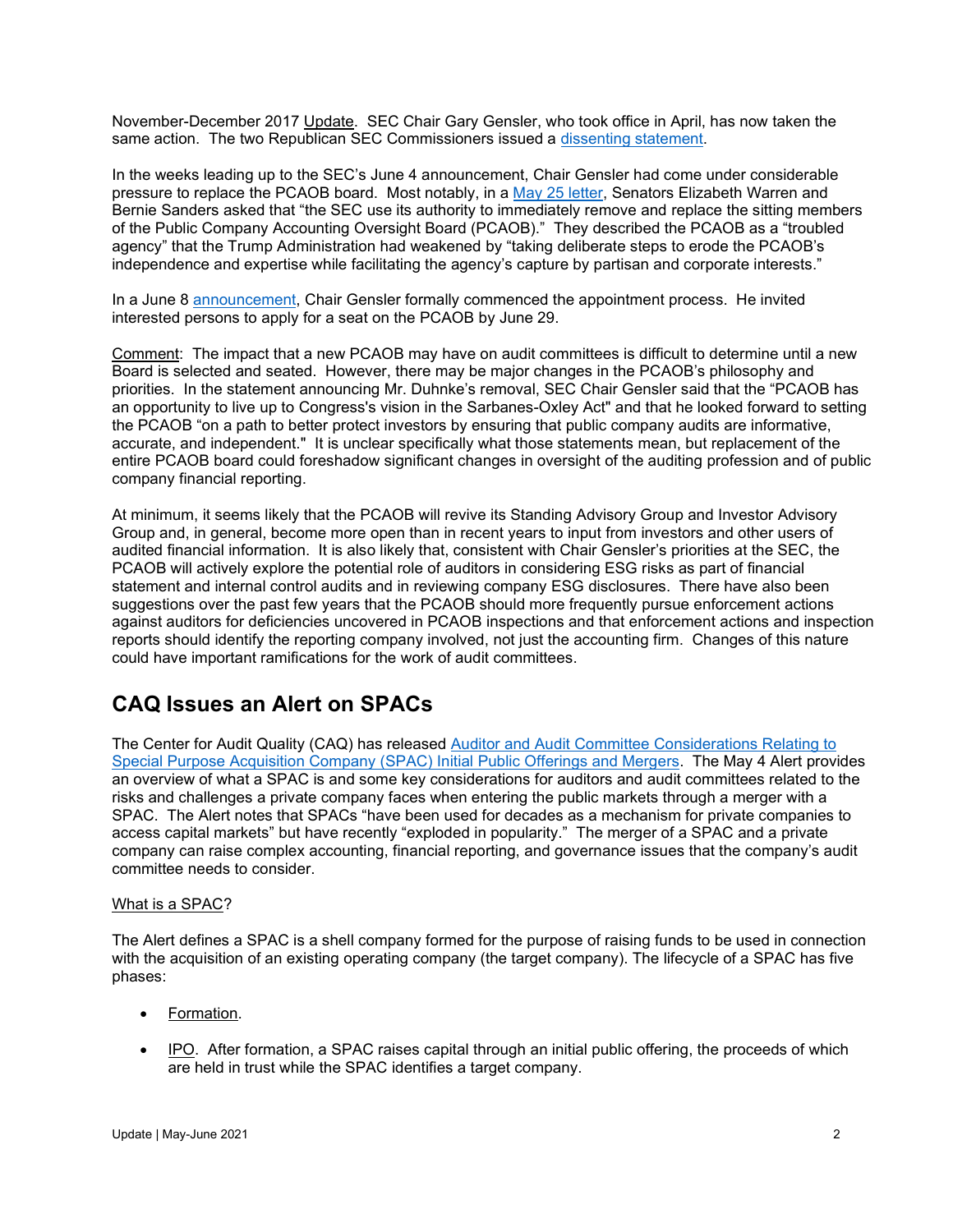November-December 2017 Update. SEC Chair Gary Gensler, who took office in April, has now taken the same action. The two Republican SEC Commissioners issued a dissenting statement.

In the weeks leading up to the SEC's June 4 announcement, Chair Gensler had come under considerable pressure to replace the PCAOB board. Most notably, in a May 25 letter, Senators Elizabeth Warren and Bernie Sanders asked that "the SEC use its authority to immediately remove and replace the sitting members of the Public Company Accounting Oversight Board (PCAOB)." They described the PCAOB as a "troubled agency" that the Trump Administration had weakened by "taking deliberate steps to erode the PCAOB's independence and expertise while facilitating the agency's capture by partisan and corporate interests."

In a June 8 announcement, Chair Gensler formally commenced the appointment process. He invited interested persons to apply for a seat on the PCAOB by June 29.

Comment: The impact that a new PCAOB may have on audit committees is difficult to determine until a new Board is selected and seated. However, there may be major changes in the PCAOB's philosophy and priorities. In the statement announcing Mr. Duhnke's removal, SEC Chair Gensler said that the "PCAOB has an opportunity to live up to Congress's vision in the Sarbanes-Oxley Act" and that he looked forward to setting the PCAOB "on a path to better protect investors by ensuring that public company audits are informative, accurate, and independent." It is unclear specifically what those statements mean, but replacement of the entire PCAOB board could foreshadow significant changes in oversight of the auditing profession and of public company financial reporting.

At minimum, it seems likely that the PCAOB will revive its Standing Advisory Group and Investor Advisory Group and, in general, become more open than in recent years to input from investors and other users of audited financial information. It is also likely that, consistent with Chair Gensler's priorities at the SEC, the PCAOB will actively explore the potential role of auditors in considering ESG risks as part of financial statement and internal control audits and in reviewing company ESG disclosures. There have also been suggestions over the past few years that the PCAOB should more frequently pursue enforcement actions against auditors for deficiencies uncovered in PCAOB inspections and that enforcement actions and inspection reports should identify the reporting company involved, not just the accounting firm. Changes of this nature could have important ramifications for the work of audit committees.

## CAQ Issues an Alert on SPACs

The Center for Audit Quality (CAQ) has released Auditor and Audit Committee Considerations Relating to Special Purpose Acquisition Company (SPAC) Initial Public Offerings and Mergers. The May 4 Alert provides an overview of what a SPAC is and some key considerations for auditors and audit committees related to the risks and challenges a private company faces when entering the public markets through a merger with a SPAC. The Alert notes that SPACs "have been used for decades as a mechanism for private companies to access capital markets" but have recently "exploded in popularity." The merger of a SPAC and a private company can raise complex accounting, financial reporting, and governance issues that the company's audit committee needs to consider.

What is a SPAC?

The Alert defines a SPAC is a shell company formed for the purpose of raising funds to be used in connection with the acquisition of an existing operating company (the target company). The lifecycle of a SPAC has five phases:

- Formation.
- IPO. After formation, a SPAC raises capital through an initial public offering, the proceeds of which are held in trust while the SPAC identifies a target company.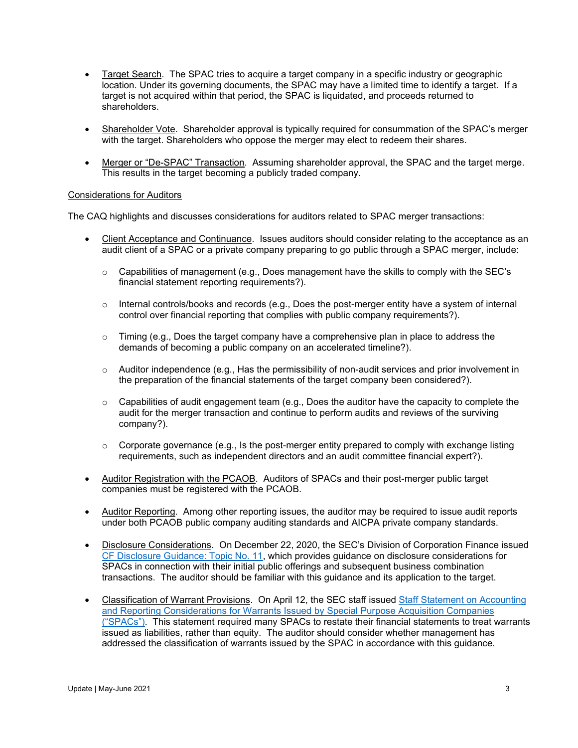- Target Search. The SPAC tries to acquire a target company in a specific industry or geographic location. Under its governing documents, the SPAC may have a limited time to identify a target. If a target is not acquired within that period, the SPAC is liquidated, and proceeds returned to shareholders.

- Shareholder Vote. Shareholder approval is typically required for consummation of the SPAC's merger with the target. Shareholders who oppose the merger may elect to redeem their shares.

- Merger or "De-SPAC" Transaction. Assuming shareholder approval, the SPAC and the target merge. This results in the target becoming a publicly traded company.

Considerations for Auditors

The CAQ highlights and discusses considerations for auditors related to SPAC merger transactions:

- Client Acceptance and Continuance. Issues auditors should consider relating to the acceptance as an audit client of a SPAC or a private company preparing to go public through a SPAC merger, include:

  - Capabilities of management (e.g., Does management have the skills to comply with the SEC's financial statement reporting requirements?).

  - Internal controls/books and records (e.g., Does the post-merger entity have a system of internal control over financial reporting that complies with public company requirements?).

  - Timing (e.g., Does the target company have a comprehensive plan in place to address the demands of becoming a public company on an accelerated timeline?).

  - Auditor independence (e.g., Has the permissibility of non-audit services and prior involvement in the preparation of the financial statements of the target company been considered?).

  - Capabilities of audit engagement team (e.g., Does the auditor have the capacity to complete the audit for the merger transaction and continue to perform audits and reviews of the surviving company?).

  - Corporate governance (e.g., Is the post-merger entity prepared to comply with exchange listing requirements, such as independent directors and an audit committee financial expert?).

- Auditor Registration with the PCAOB. Auditors of SPACs and their post-merger public target companies must be registered with the PCAOB.

- Auditor Reporting. Among other reporting issues, the auditor may be required to issue audit reports under both PCAOB public company auditing standards and AICPA private company standards.

- Disclosure Considerations. On December 22, 2020, the SEC's Division of Corporation Finance issued CF Disclosure Guidance: Topic No. 11, which provides guidance on disclosure considerations for SPACs in connection with their initial public offerings and subsequent business combination transactions. The auditor should be familiar with this guidance and its application to the target.

- Classification of Warrant Provisions. On April 12, the SEC staff issued Staff Statement on Accounting and Reporting Considerations for Warrants Issued by Special Purpose Acquisition Companies ("SPACs"). This statement required many SPACs to restate their financial statements to treat warrants issued as liabilities, rather than equity. The auditor should consider whether management has addressed the classification of warrants issued by the SPAC in accordance with this guidance.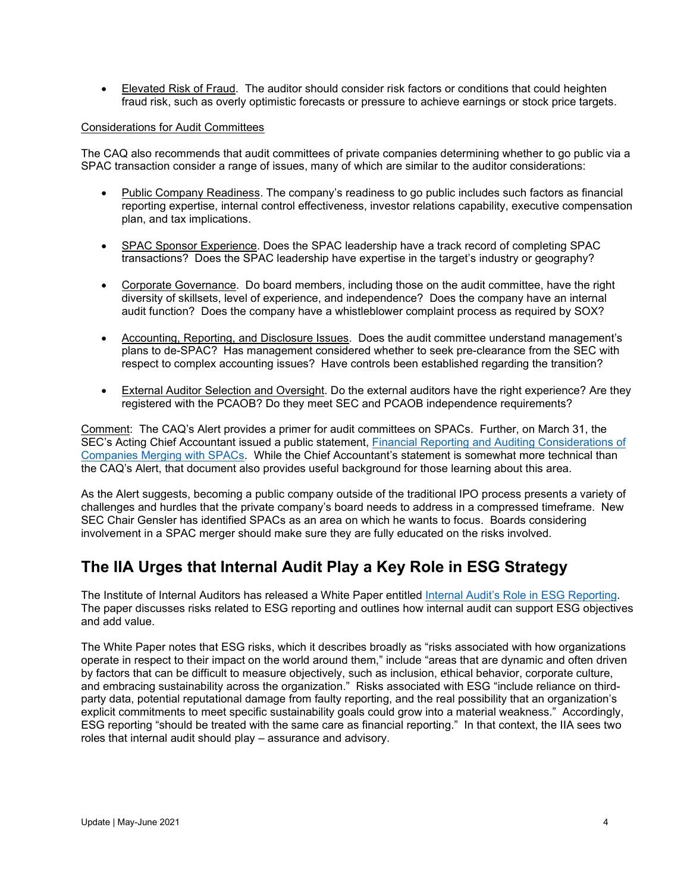- Elevated Risk of Fraud. The auditor should consider risk factors or conditions that could heighten fraud risk, such as overly optimistic forecasts or pressure to achieve earnings or stock price targets.

Considerations for Audit Committees

The CAQ also recommends that audit committees of private companies determining whether to go public via a SPAC transaction consider a range of issues, many of which are similar to the auditor considerations:

- Public Company Readiness. The company's readiness to go public includes such factors as financial reporting expertise, internal control effectiveness, investor relations capability, executive compensation plan, and tax implications.

- SPAC Sponsor Experience. Does the SPAC leadership have a track record of completing SPAC transactions? Does the SPAC leadership have expertise in the target's industry or geography?

- Corporate Governance. Do board members, including those on the audit committee, have the right diversity of skillsets, level of experience, and independence? Does the company have an internal audit function? Does the company have a whistleblower complaint process as required by SOX?

- Accounting, Reporting, and Disclosure Issues. Does the audit committee understand management's plans to de-SPAC? Has management considered whether to seek pre-clearance from the SEC with respect to complex accounting issues? Have controls been established regarding the transition?

- External Auditor Selection and Oversight. Do the external auditors have the right experience? Are they registered with the PCAOB? Do they meet SEC and PCAOB independence requirements?

Comment: The CAQ's Alert provides a primer for audit committees on SPACs. Further, on March 31, the SEC's Acting Chief Accountant issued a public statement, Financial Reporting and Auditing Considerations of Companies Merging with SPACs. While the Chief Accountant's statement is somewhat more technical than the CAQ's Alert, that document also provides useful background for those learning about this area.

As the Alert suggests, becoming a public company outside of the traditional IPO process presents a variety of challenges and hurdles that the private company's board needs to address in a compressed timeframe. New SEC Chair Gensler has identified SPACs as an area on which he wants to focus. Boards considering involvement in a SPAC merger should make sure they are fully educated on the risks involved.

## The IIA Urges that Internal Audit Play a Key Role in ESG Strategy

The Institute of Internal Auditors has released a White Paper entitled Internal Audit's Role in ESG Reporting. The paper discusses risks related to ESG reporting and outlines how internal audit can support ESG objectives and add value.

The White Paper notes that ESG risks, which it describes broadly as "risks associated with how organizations operate in respect to their impact on the world around them," include "areas that are dynamic and often driven by factors that can be difficult to measure objectively, such as inclusion, ethical behavior, corporate culture, and embracing sustainability across the organization." Risks associated with ESG "include reliance on third-party data, potential reputational damage from faulty reporting, and the real possibility that an organization's explicit commitments to meet specific sustainability goals could grow into a material weakness." Accordingly, ESG reporting "should be treated with the same care as financial reporting." In that context, the IIA sees two roles that internal audit should play – assurance and advisory.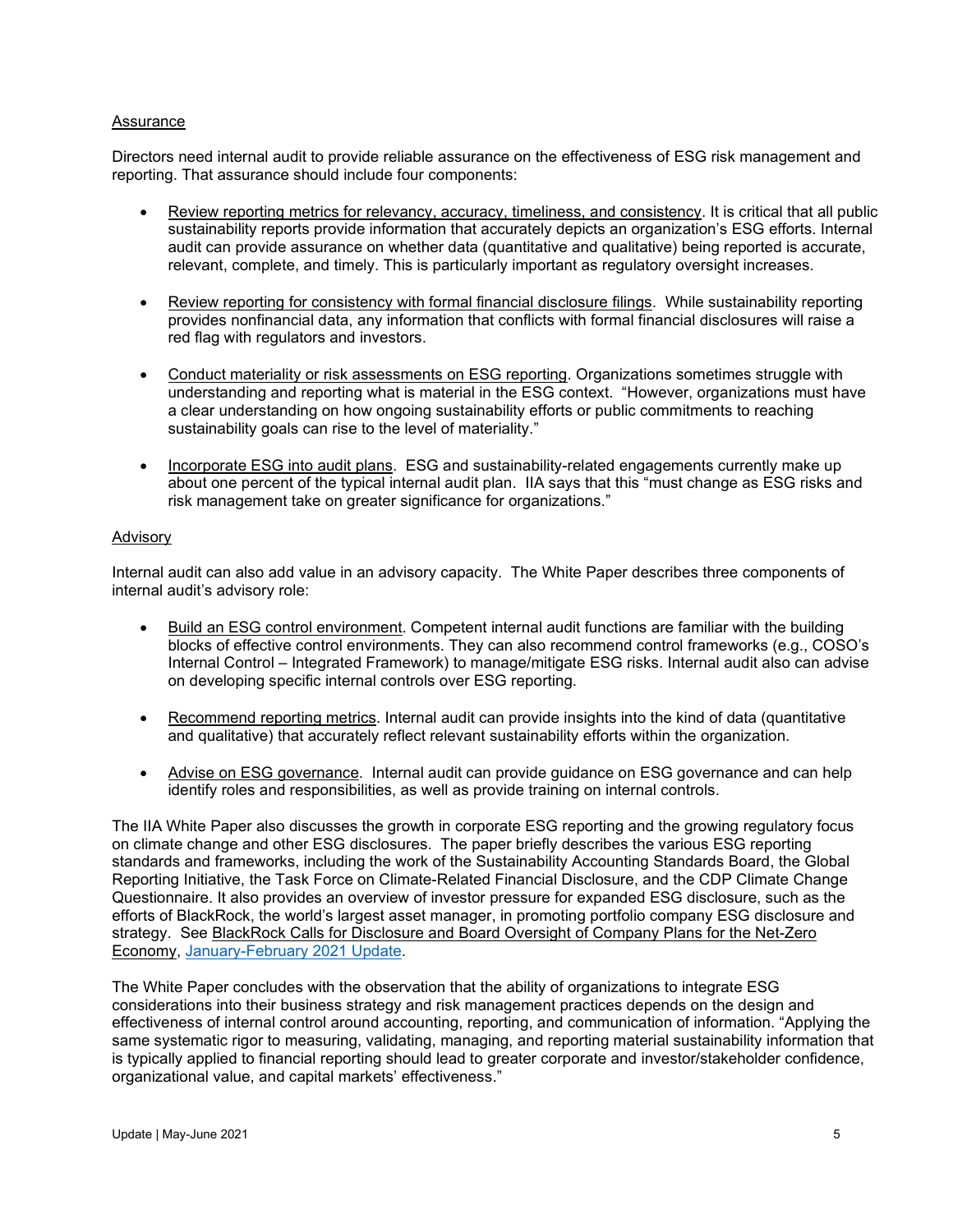Assurance

Directors need internal audit to provide reliable assurance on the effectiveness of ESG risk management and reporting. That assurance should include four components:

- Review reporting metrics for relevancy, accuracy, timeliness, and consistency. It is critical that all public sustainability reports provide information that accurately depicts an organization's ESG efforts. Internal audit can provide assurance on whether data (quantitative and qualitative) being reported is accurate, relevant, complete, and timely. This is particularly important as regulatory oversight increases.

- Review reporting for consistency with formal financial disclosure filings. While sustainability reporting provides nonfinancial data, any information that conflicts with formal financial disclosures will raise a red flag with regulators and investors.

- Conduct materiality or risk assessments on ESG reporting. Organizations sometimes struggle with understanding and reporting what is material in the ESG context. "However, organizations must have a clear understanding on how ongoing sustainability efforts or public commitments to reaching sustainability goals can rise to the level of materiality."

- Incorporate ESG into audit plans. ESG and sustainability-related engagements currently make up about one percent of the typical internal audit plan. IIA says that this "must change as ESG risks and risk management take on greater significance for organizations."

Advisory

Internal audit can also add value in an advisory capacity. The White Paper describes three components of internal audit's advisory role:

- Build an ESG control environment. Competent internal audit functions are familiar with the building blocks of effective control environments. They can also recommend control frameworks (e.g., COSO's Internal Control – Integrated Framework) to manage/mitigate ESG risks. Internal audit also can advise on developing specific internal controls over ESG reporting.

- Recommend reporting metrics. Internal audit can provide insights into the kind of data (quantitative and qualitative) that accurately reflect relevant sustainability efforts within the organization.

- Advise on ESG governance. Internal audit can provide guidance on ESG governance and can help identify roles and responsibilities, as well as provide training on internal controls.

The IIA White Paper also discusses the growth in corporate ESG reporting and the growing regulatory focus on climate change and other ESG disclosures. The paper briefly describes the various ESG reporting standards and frameworks, including the work of the Sustainability Accounting Standards Board, the Global Reporting Initiative, the Task Force on Climate-Related Financial Disclosure, and the CDP Climate Change Questionnaire. It also provides an overview of investor pressure for expanded ESG disclosure, such as the efforts of BlackRock, the world's largest asset manager, in promoting portfolio company ESG disclosure and strategy. See BlackRock Calls for Disclosure and Board Oversight of Company Plans for the Net-Zero Economy, January-February 2021 Update.

The White Paper concludes with the observation that the ability of organizations to integrate ESG considerations into their business strategy and risk management practices depends on the design and effectiveness of internal control around accounting, reporting, and communication of information. "Applying the same systematic rigor to measuring, validating, managing, and reporting material sustainability information that is typically applied to financial reporting should lead to greater corporate and investor/stakeholder confidence, organizational value, and capital markets' effectiveness."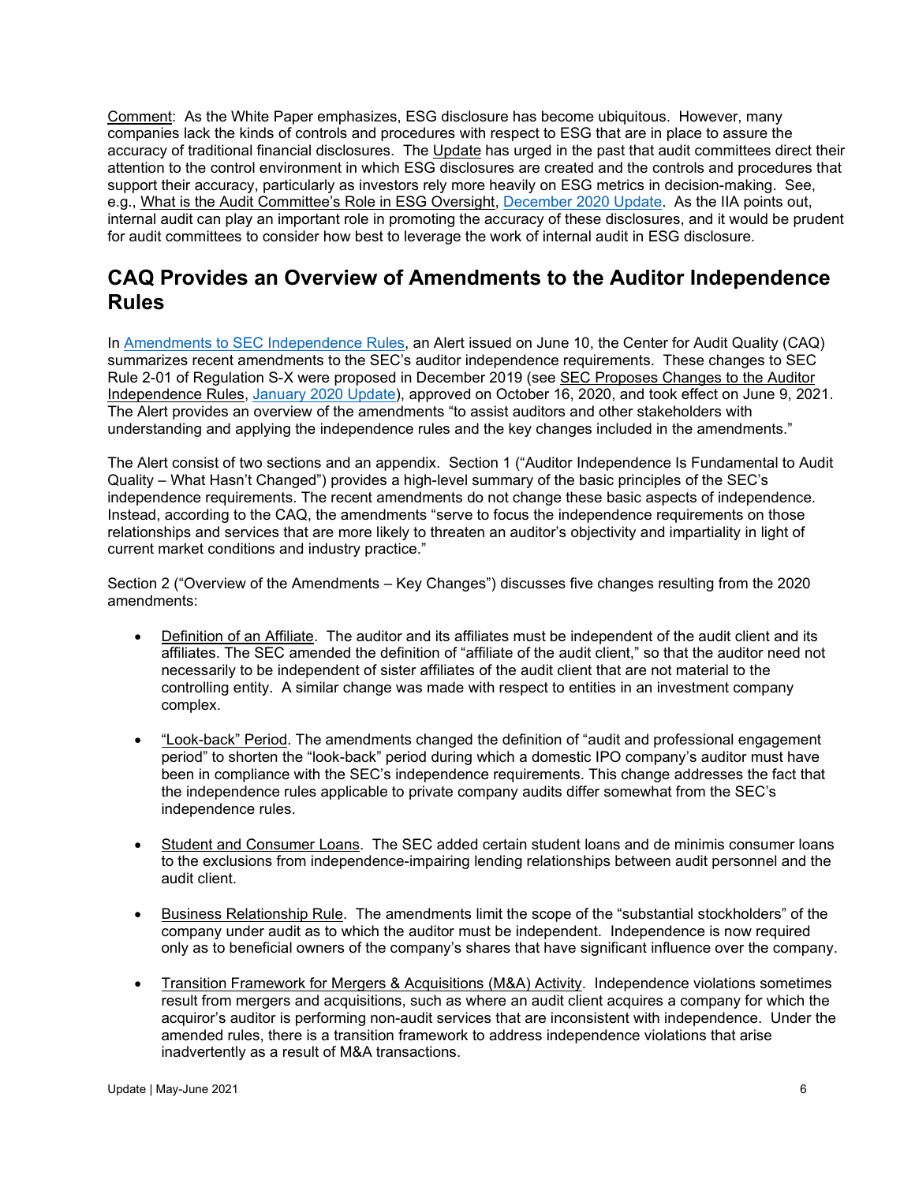Comment: As the White Paper emphasizes, ESG disclosure has become ubiquitous. However, many companies lack the kinds of controls and procedures with respect to ESG that are in place to assure the accuracy of traditional financial disclosures. The Update has urged in the past that audit committees direct their attention to the control environment in which ESG disclosures are created and the controls and procedures that support their accuracy, particularly as investors rely more heavily on ESG metrics in decision-making. See, e.g., What is the Audit Committee's Role in ESG Oversight, December 2020 Update. As the IIA points out, internal audit can play an important role in promoting the accuracy of these disclosures, and it would be prudent for audit committees to consider how best to leverage the work of internal audit in ESG disclosure.

## CAQ Provides an Overview of Amendments to the Auditor Independence Rules

In Amendments to SEC Independence Rules, an Alert issued on June 10, the Center for Audit Quality (CAQ) summarizes recent amendments to the SEC's auditor independence requirements. These changes to SEC Rule 2-01 of Regulation S-X were proposed in December 2019 (see SEC Proposes Changes to the Auditor Independence Rules, January 2020 Update), approved on October 16, 2020, and took effect on June 9, 2021. The Alert provides an overview of the amendments "to assist auditors and other stakeholders with understanding and applying the independence rules and the key changes included in the amendments."

The Alert consist of two sections and an appendix. Section 1 ("Auditor Independence Is Fundamental to Audit Quality – What Hasn't Changed") provides a high-level summary of the basic principles of the SEC's independence requirements. The recent amendments do not change these basic aspects of independence. Instead, according to the CAQ, the amendments "serve to focus the independence requirements on those relationships and services that are more likely to threaten an auditor's objectivity and impartiality in light of current market conditions and industry practice."

Section 2 ("Overview of the Amendments – Key Changes") discusses five changes resulting from the 2020 amendments:

- Definition of an Affiliate. The auditor and its affiliates must be independent of the audit client and its affiliates. The SEC amended the definition of "affiliate of the audit client," so that the auditor need not necessarily to be independent of sister affiliates of the audit client that are not material to the controlling entity. A similar change was made with respect to entities in an investment company complex.

- "Look-back" Period. The amendments changed the definition of "audit and professional engagement period" to shorten the "look-back" period during which a domestic IPO company's auditor must have been in compliance with the SEC's independence requirements. This change addresses the fact that the independence rules applicable to private company audits differ somewhat from the SEC's independence rules.

- Student and Consumer Loans. The SEC added certain student loans and de minimis consumer loans to the exclusions from independence-impairing lending relationships between audit personnel and the audit client.

- Business Relationship Rule. The amendments limit the scope of the "substantial stockholders" of the company under audit as to which the auditor must be independent. Independence is now required only as to beneficial owners of the company's shares that have significant influence over the company.

- Transition Framework for Mergers & Acquisitions (M&A) Activity. Independence violations sometimes result from mergers and acquisitions, such as where an audit client acquires a company for which the acquiror's auditor is performing non-audit services that are inconsistent with independence. Under the amended rules, there is a transition framework to address independence violations that arise inadvertently as a result of M&A transactions.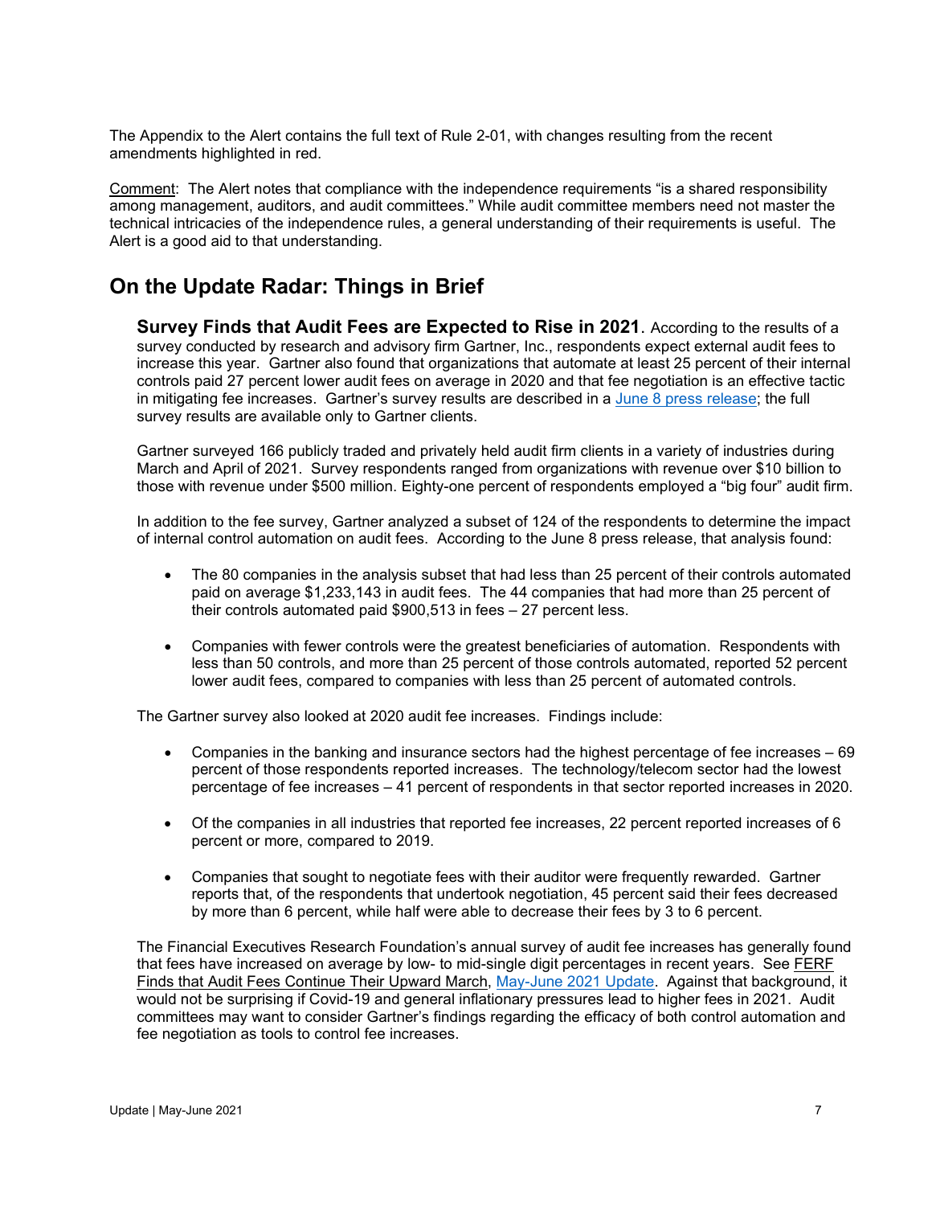The Appendix to the Alert contains the full text of Rule 2-01, with changes resulting from the recent amendments highlighted in red.

Comment: The Alert notes that compliance with the independence requirements "is a shared responsibility among management, auditors, and audit committees." While audit committee members need not master the technical intricacies of the independence rules, a general understanding of their requirements is useful. The Alert is a good aid to that understanding.

## On the Update Radar: Things in Brief

**Survey Finds that Audit Fees are Expected to Rise in 2021**. According to the results of a survey conducted by research and advisory firm Gartner, Inc., respondents expect external audit fees to increase this year. Gartner also found that organizations that automate at least 25 percent of their internal controls paid 27 percent lower audit fees on average in 2020 and that fee negotiation is an effective tactic in mitigating fee increases. Gartner's survey results are described in a June 8 press release; the full survey results are available only to Gartner clients.

Gartner surveyed 166 publicly traded and privately held audit firm clients in a variety of industries during March and April of 2021. Survey respondents ranged from organizations with revenue over $10 billion to those with revenue under $500 million. Eighty-one percent of respondents employed a "big four" audit firm.

In addition to the fee survey, Gartner analyzed a subset of 124 of the respondents to determine the impact of internal control automation on audit fees. According to the June 8 press release, that analysis found:

- The 80 companies in the analysis subset that had less than 25 percent of their controls automated paid on average $1,233,143 in audit fees. The 44 companies that had more than 25 percent of their controls automated paid $900,513 in fees – 27 percent less.

- Companies with fewer controls were the greatest beneficiaries of automation. Respondents with less than 50 controls, and more than 25 percent of those controls automated, reported 52 percent lower audit fees, compared to companies with less than 25 percent of automated controls.

The Gartner survey also looked at 2020 audit fee increases. Findings include:

- Companies in the banking and insurance sectors had the highest percentage of fee increases – 69 percent of those respondents reported increases. The technology/telecom sector had the lowest percentage of fee increases – 41 percent of respondents in that sector reported increases in 2020.

- Of the companies in all industries that reported fee increases, 22 percent reported increases of 6 percent or more, compared to 2019.

- Companies that sought to negotiate fees with their auditor were frequently rewarded. Gartner reports that, of the respondents that undertook negotiation, 45 percent said their fees decreased by more than 6 percent, while half were able to decrease their fees by 3 to 6 percent.

The Financial Executives Research Foundation's annual survey of audit fee increases has generally found that fees have increased on average by low- to mid-single digit percentages in recent years. See FERF Finds that Audit Fees Continue Their Upward March, May-June 2021 Update. Against that background, it would not be surprising if Covid-19 and general inflationary pressures lead to higher fees in 2021. Audit committees may want to consider Gartner's findings regarding the efficacy of both control automation and fee negotiation as tools to control fee increases.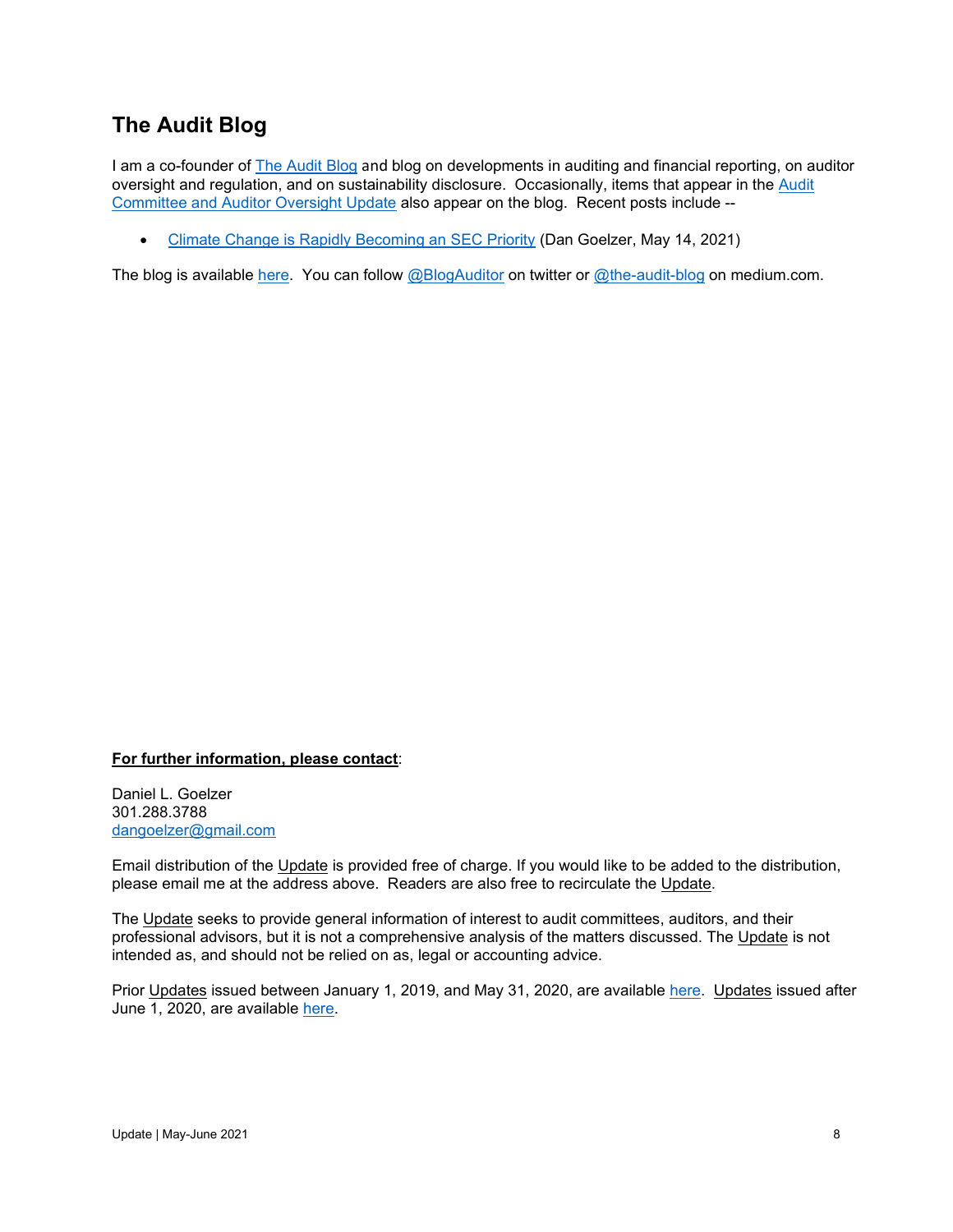## The Audit Blog

I am a co-founder of The Audit Blog and blog on developments in auditing and financial reporting, on auditor oversight and regulation, and on sustainability disclosure. Occasionally, items that appear in the Audit Committee and Auditor Oversight Update also appear on the blog. Recent posts include --

- Climate Change is Rapidly Becoming an SEC Priority (Dan Goelzer, May 14, 2021)

The blog is available here. You can follow @BlogAuditor on twitter or @the-audit-blog on medium.com.

**For further information, please contact**:

Daniel L. Goelzer
301.288.3788
dangoelzer@gmail.com

Email distribution of the Update is provided free of charge. If you would like to be added to the distribution, please email me at the address above. Readers are also free to recirculate the Update.

The Update seeks to provide general information of interest to audit committees, auditors, and their professional advisors, but it is not a comprehensive analysis of the matters discussed. The Update is not intended as, and should not be relied on as, legal or accounting advice.

Prior Updates issued between January 1, 2019, and May 31, 2020, are available here. Updates issued after June 1, 2020, are available here.